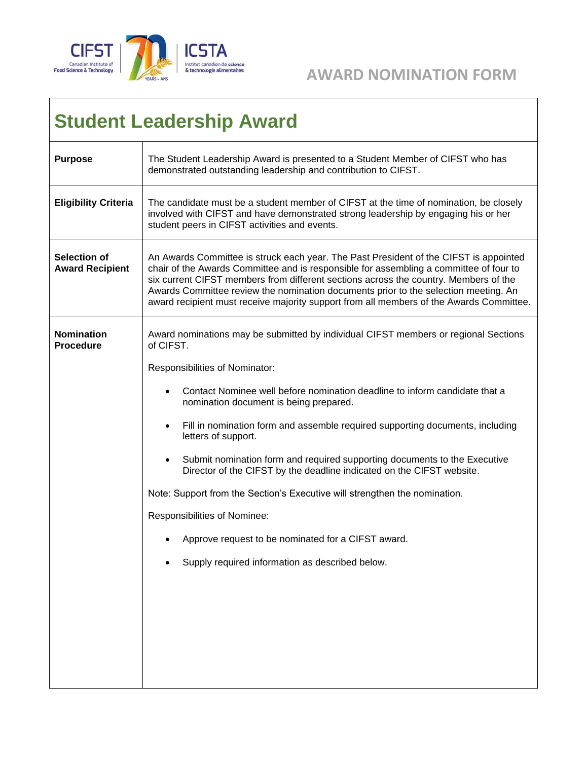AWARD NOMINATION FORM

# Student Leadership Award

| | |
|---|---|
| **Purpose** | The Student Leadership Award is presented to a Student Member of CIFST who has demonstrated outstanding leadership and contribution to CIFST. |
| **Eligibility Criteria** | The candidate must be a student member of CIFST at the time of nomination, be closely involved with CIFST and have demonstrated strong leadership by engaging his or her student peers in CIFST activities and events. |
| **Selection of Award Recipient** | An Awards Committee is struck each year. The Past President of the CIFST is appointed chair of the Awards Committee and is responsible for assembling a committee of four to six current CIFST members from different sections across the country. Members of the Awards Committee review the nomination documents prior to the selection meeting. An award recipient must receive majority support from all members of the Awards Committee. |
| **Nomination Procedure** | Award nominations may be submitted by individual CIFST members or regional Sections of CIFST.<br><br>Responsibilities of Nominator:<br><br>• Contact Nominee well before nomination deadline to inform candidate that a nomination document is being prepared.<br>• Fill in nomination form and assemble required supporting documents, including letters of support.<br>• Submit nomination form and required supporting documents to the Executive Director of the CIFST by the deadline indicated on the CIFST website.<br><br>Note: Support from the Section's Executive will strengthen the nomination.<br><br>Responsibilities of Nominee:<br><br>• Approve request to be nominated for a CIFST award.<br>• Supply required information as described below. |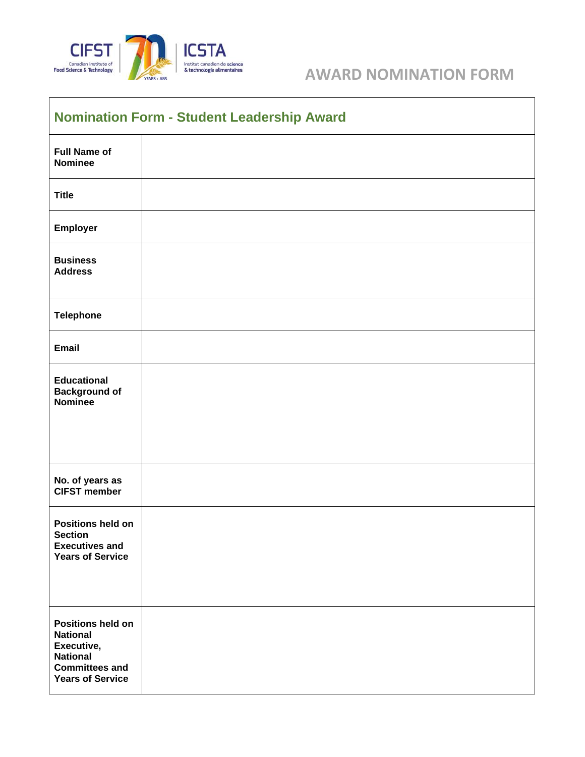AWARD NOMINATION FORM

| Nomination Form - Student Leadership Award | |
|---|---|
| **Full Name of Nominee** | |
| **Title** | |
| **Employer** | |
| **Business Address** | |
| **Telephone** | |
| **Email** | |
| **Educational Background of Nominee** | |
| **No. of years as CIFST member** | |
| **Positions held on Section Executives and Years of Service** | |
| **Positions held on National Executive, National Committees and Years of Service** | |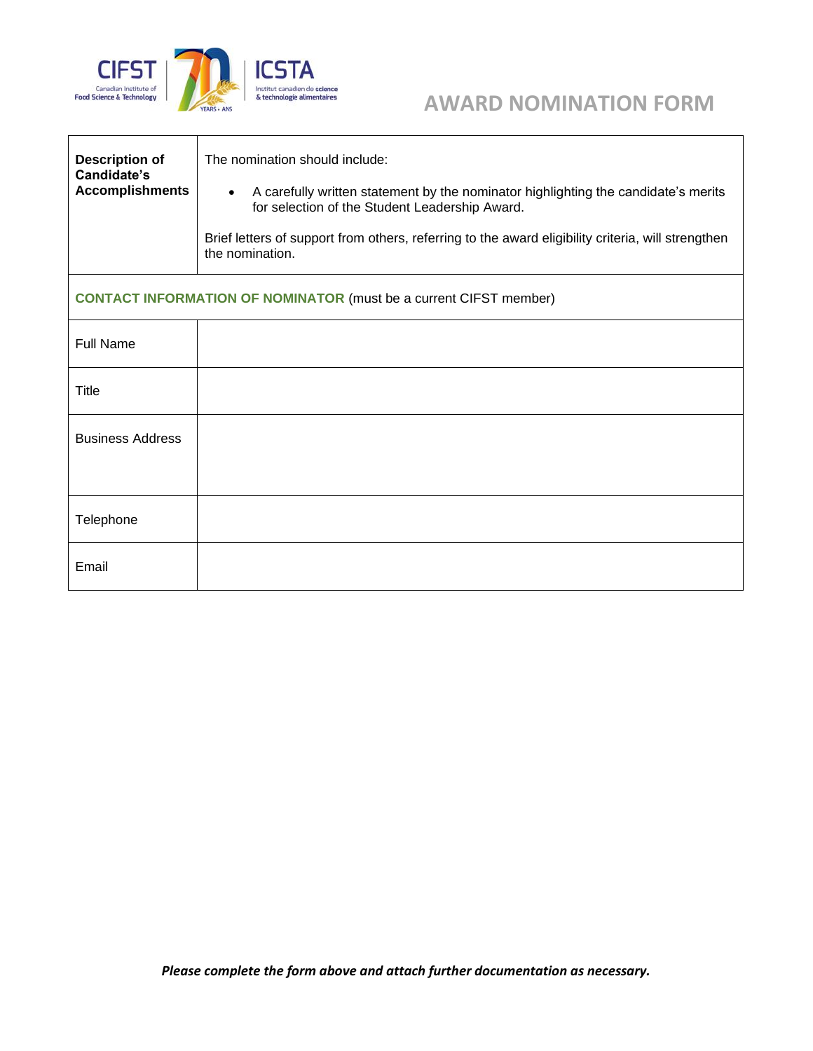# AWARD NOMINATION FORM

| | |
|---|---|
| **Description of Candidate's Accomplishments** | The nomination should include:<br>• A carefully written statement by the nominator highlighting the candidate's merits for selection of the Student Leadership Award.<br>Brief letters of support from others, referring to the award eligibility criteria, will strengthen the nomination. |

**CONTACT INFORMATION OF NOMINATOR** (must be a current CIFST member)

| | |
|---|---|
| Full Name | |
| Title | |
| Business Address | |
| Telephone | |
| Email | |

***Please complete the form above and attach further documentation as necessary.***